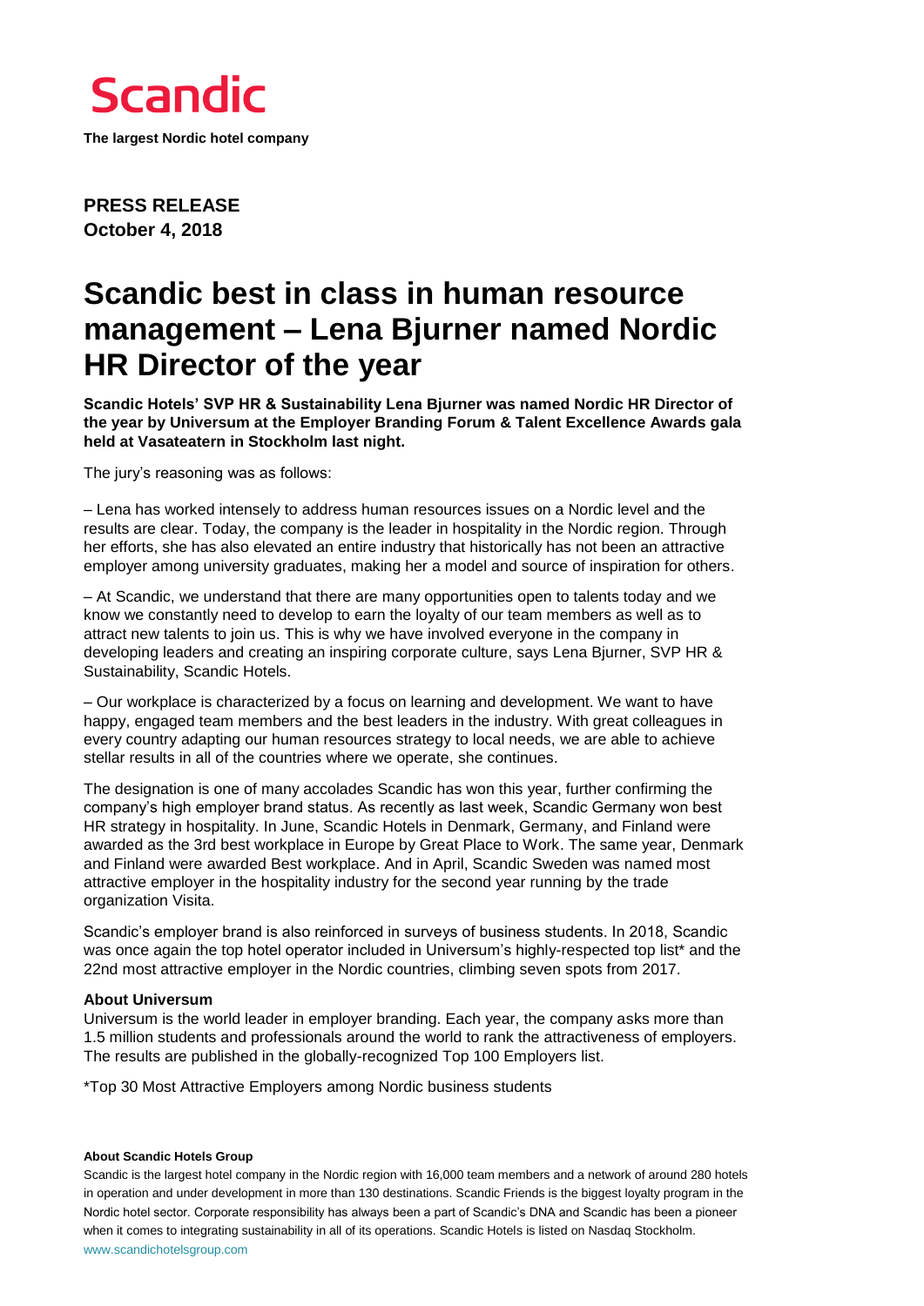# Scandic

**The largest Nordic hotel company**

**PRESS RELEASE**
**October 4, 2018**

# Scandic best in class in human resource management – Lena Bjurner named Nordic HR Director of the year

**Scandic Hotels' SVP HR & Sustainability Lena Bjurner was named Nordic HR Director of the year by Universum at the Employer Branding Forum & Talent Excellence Awards gala held at Vasateatern in Stockholm last night.**

The jury's reasoning was as follows:

– Lena has worked intensely to address human resources issues on a Nordic level and the results are clear. Today, the company is the leader in hospitality in the Nordic region. Through her efforts, she has also elevated an entire industry that historically has not been an attractive employer among university graduates, making her a model and source of inspiration for others.

– At Scandic, we understand that there are many opportunities open to talents today and we know we constantly need to develop to earn the loyalty of our team members as well as to attract new talents to join us. This is why we have involved everyone in the company in developing leaders and creating an inspiring corporate culture, says Lena Bjurner, SVP HR & Sustainability, Scandic Hotels.

– Our workplace is characterized by a focus on learning and development. We want to have happy, engaged team members and the best leaders in the industry. With great colleagues in every country adapting our human resources strategy to local needs, we are able to achieve stellar results in all of the countries where we operate, she continues.

The designation is one of many accolades Scandic has won this year, further confirming the company's high employer brand status. As recently as last week, Scandic Germany won best HR strategy in hospitality. In June, Scandic Hotels in Denmark, Germany, and Finland were awarded as the 3rd best workplace in Europe by Great Place to Work. The same year, Denmark and Finland were awarded Best workplace. And in April, Scandic Sweden was named most attractive employer in the hospitality industry for the second year running by the trade organization Visita.

Scandic's employer brand is also reinforced in surveys of business students. In 2018, Scandic was once again the top hotel operator included in Universum's highly-respected top list* and the 22nd most attractive employer in the Nordic countries, climbing seven spots from 2017.

**About Universum**
Universum is the world leader in employer branding. Each year, the company asks more than 1.5 million students and professionals around the world to rank the attractiveness of employers. The results are published in the globally-recognized Top 100 Employers list.

*Top 30 Most Attractive Employers among Nordic business students

**About Scandic Hotels Group**

Scandic is the largest hotel company in the Nordic region with 16,000 team members and a network of around 280 hotels in operation and under development in more than 130 destinations. Scandic Friends is the biggest loyalty program in the Nordic hotel sector. Corporate responsibility has always been a part of Scandic's DNA and Scandic has been a pioneer when it comes to integrating sustainability in all of its operations. Scandic Hotels is listed on Nasdaq Stockholm.
www.scandichotelsgroup.com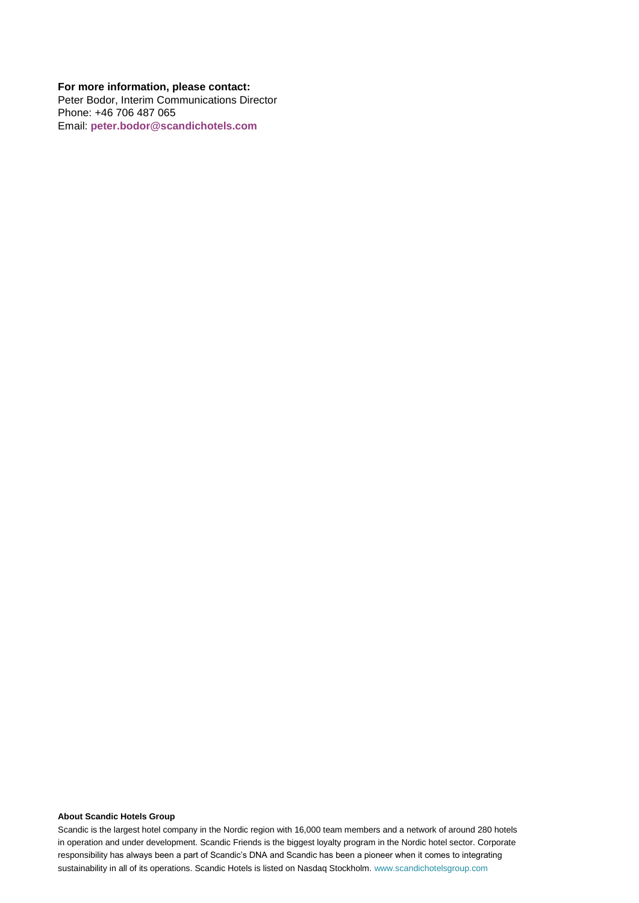**For more information, please contact:**
Peter Bodor, Interim Communications Director
Phone: +46 706 487 065
Email: **peter.bodor@scandichotels.com**

**About Scandic Hotels Group**

Scandic is the largest hotel company in the Nordic region with 16,000 team members and a network of around 280 hotels in operation and under development. Scandic Friends is the biggest loyalty program in the Nordic hotel sector. Corporate responsibility has always been a part of Scandic's DNA and Scandic has been a pioneer when it comes to integrating sustainability in all of its operations. Scandic Hotels is listed on Nasdaq Stockholm. www.scandichotelsgroup.com